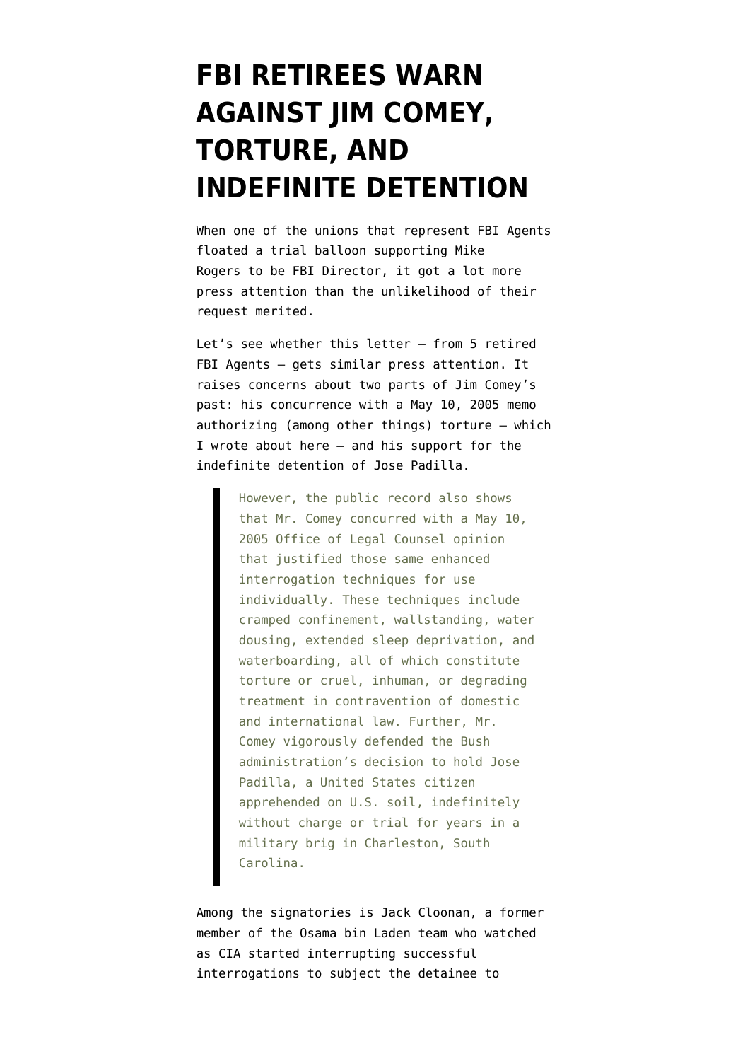# FBI RETIREES WARN AGAINST JIM COMEY, TORTURE, AND INDEFINITE DETENTION

When one of the unions that represent FBI Agents floated a trial balloon supporting Mike Rogers to be FBI Director, it got a lot more press attention than the unlikelihood of their request merited.

Let's see whether this letter — from 5 retired FBI Agents — gets similar press attention. It raises concerns about two parts of Jim Comey's past: his concurrence with a May 10, 2005 memo authorizing (among other things) torture — which I wrote about here — and his support for the indefinite detention of Jose Padilla.

> However, the public record also shows that Mr. Comey concurred with a May 10, 2005 Office of Legal Counsel opinion that justified those same enhanced interrogation techniques for use individually. These techniques include cramped confinement, wallstanding, water dousing, extended sleep deprivation, and waterboarding, all of which constitute torture or cruel, inhuman, or degrading treatment in contravention of domestic and international law. Further, Mr. Comey vigorously defended the Bush administration's decision to hold Jose Padilla, a United States citizen apprehended on U.S. soil, indefinitely without charge or trial for years in a military brig in Charleston, South Carolina.

Among the signatories is Jack Cloonan, a former member of the Osama bin Laden team who watched as CIA started interrupting successful interrogations to subject the detainee to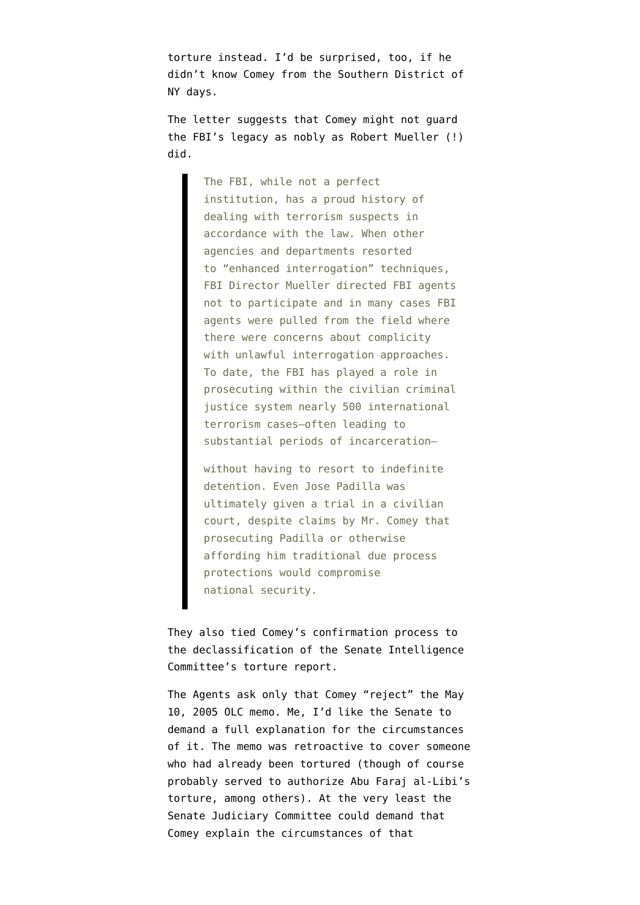torture instead. I'd be surprised, too, if he didn't know Comey from the Southern District of NY days.

The letter suggests that Comey might not guard the FBI's legacy as nobly as Robert Mueller (!) did.

> The FBI, while not a perfect institution, has a proud history of dealing with terrorism suspects in accordance with the law. When other agencies and departments resorted to "enhanced interrogation" techniques, FBI Director Mueller directed FBI agents not to participate and in many cases FBI agents were pulled from the field where there were concerns about complicity with unlawful interrogation approaches. To date, the FBI has played a role in prosecuting within the civilian criminal justice system nearly 500 international terrorism cases—often leading to substantial periods of incarceration—
>
> without having to resort to indefinite detention. Even Jose Padilla was ultimately given a trial in a civilian court, despite claims by Mr. Comey that prosecuting Padilla or otherwise affording him traditional due process protections would compromise national security.

They also tied Comey's confirmation process to the declassification of the Senate Intelligence Committee's torture report.

The Agents ask only that Comey "reject" the May 10, 2005 OLC memo. Me, I'd like the Senate to demand a full explanation for the circumstances of it. The memo was retroactive to cover someone who had already been tortured (though of course probably served to authorize Abu Faraj al-Libi's torture, among others). At the very least the Senate Judiciary Committee could demand that Comey explain the circumstances of that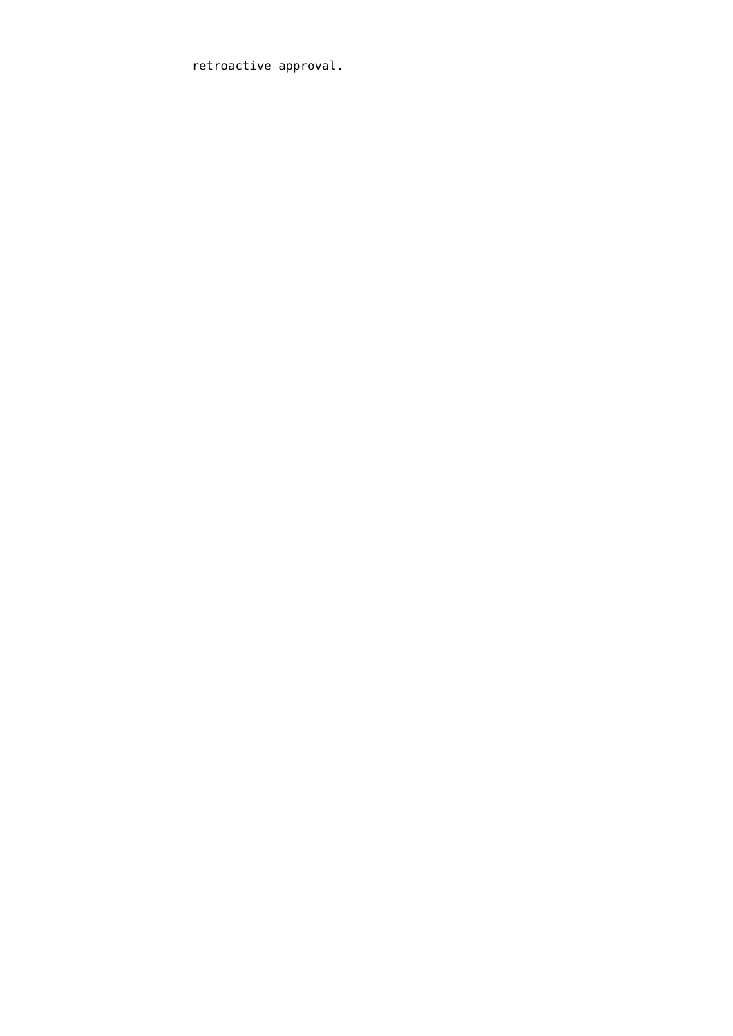retroactive approval.